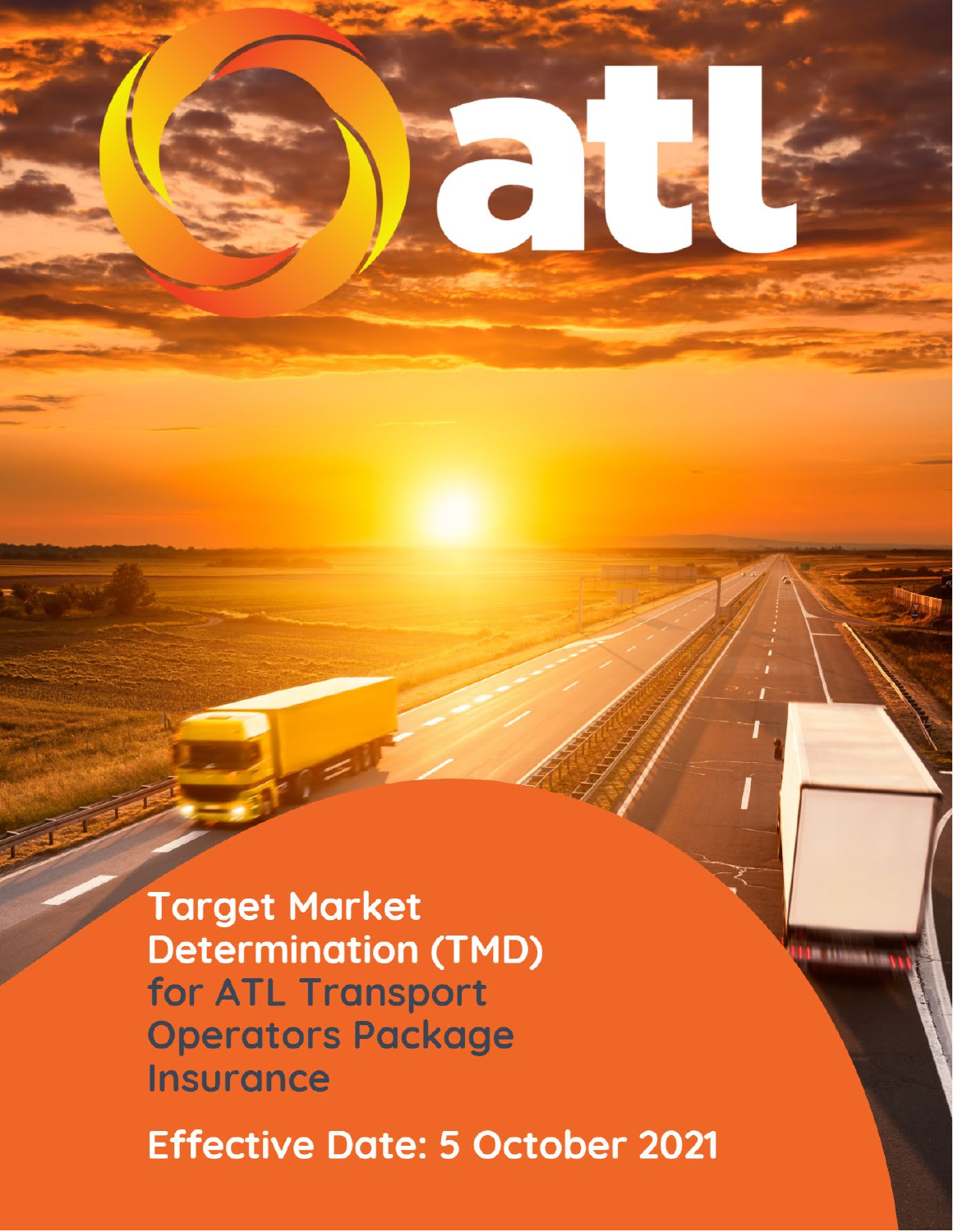atl

# Target Market Determination (TMD) for ATL Transport Operators Package Insurance

**Effective Date: 5 October 2021**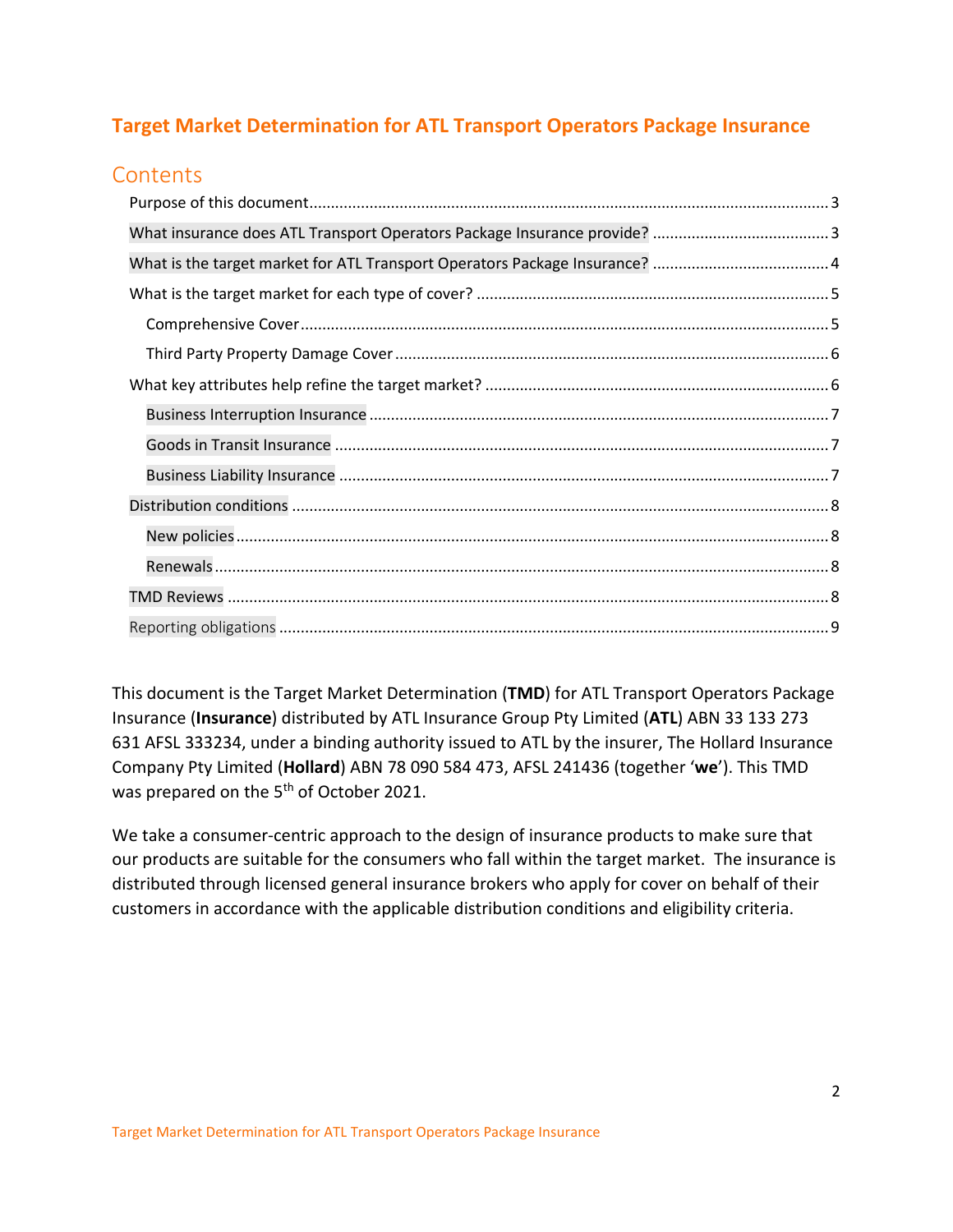# Target Market Determination for ATL Transport Operators Package Insurance

## Contents

- Purpose of this document ... 3
- What insurance does ATL Transport Operators Package Insurance provide? ... 3
- What is the target market for ATL Transport Operators Package Insurance? ... 4
- What is the target market for each type of cover? ... 5
  - Comprehensive Cover ... 5
  - Third Party Property Damage Cover ... 6
- What key attributes help refine the target market? ... 6
  - Business Interruption Insurance ... 7
  - Goods in Transit Insurance ... 7
  - Business Liability Insurance ... 7
- Distribution conditions ... 8
  - New policies ... 8
  - Renewals ... 8
- TMD Reviews ... 8
- Reporting obligations ... 9

This document is the Target Market Determination (**TMD**) for ATL Transport Operators Package Insurance (**Insurance**) distributed by ATL Insurance Group Pty Limited (**ATL**) ABN 33 133 273 631 AFSL 333234, under a binding authority issued to ATL by the insurer, The Hollard Insurance Company Pty Limited (**Hollard**) ABN 78 090 584 473, AFSL 241436 (together '**we**'). This TMD was prepared on the 5th of October 2021.

We take a consumer-centric approach to the design of insurance products to make sure that our products are suitable for the consumers who fall within the target market. The insurance is distributed through licensed general insurance brokers who apply for cover on behalf of their customers in accordance with the applicable distribution conditions and eligibility criteria.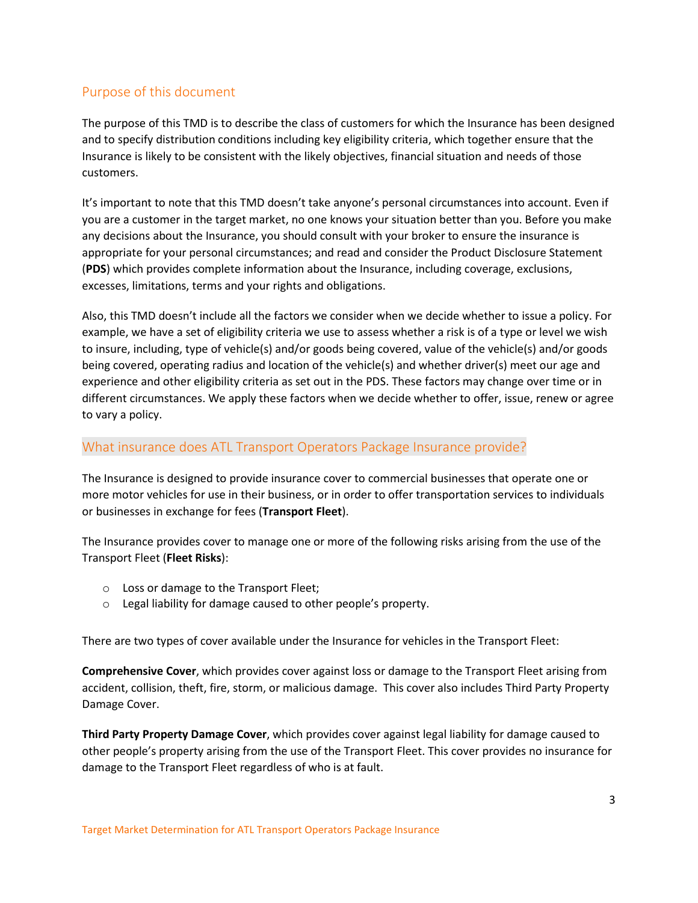## Purpose of this document

The purpose of this TMD is to describe the class of customers for which the Insurance has been designed and to specify distribution conditions including key eligibility criteria, which together ensure that the Insurance is likely to be consistent with the likely objectives, financial situation and needs of those customers.

It's important to note that this TMD doesn't take anyone's personal circumstances into account. Even if you are a customer in the target market, no one knows your situation better than you. Before you make any decisions about the Insurance, you should consult with your broker to ensure the insurance is appropriate for your personal circumstances; and read and consider the Product Disclosure Statement (**PDS**) which provides complete information about the Insurance, including coverage, exclusions, excesses, limitations, terms and your rights and obligations.

Also, this TMD doesn't include all the factors we consider when we decide whether to issue a policy. For example, we have a set of eligibility criteria we use to assess whether a risk is of a type or level we wish to insure, including, type of vehicle(s) and/or goods being covered, value of the vehicle(s) and/or goods being covered, operating radius and location of the vehicle(s) and whether driver(s) meet our age and experience and other eligibility criteria as set out in the PDS. These factors may change over time or in different circumstances. We apply these factors when we decide whether to offer, issue, renew or agree to vary a policy.

## What insurance does ATL Transport Operators Package Insurance provide?

The Insurance is designed to provide insurance cover to commercial businesses that operate one or more motor vehicles for use in their business, or in order to offer transportation services to individuals or businesses in exchange for fees (**Transport Fleet**).

The Insurance provides cover to manage one or more of the following risks arising from the use of the Transport Fleet (**Fleet Risks**):

- Loss or damage to the Transport Fleet;
- Legal liability for damage caused to other people's property.

There are two types of cover available under the Insurance for vehicles in the Transport Fleet:

**Comprehensive Cover**, which provides cover against loss or damage to the Transport Fleet arising from accident, collision, theft, fire, storm, or malicious damage. This cover also includes Third Party Property Damage Cover.

**Third Party Property Damage Cover**, which provides cover against legal liability for damage caused to other people's property arising from the use of the Transport Fleet. This cover provides no insurance for damage to the Transport Fleet regardless of who is at fault.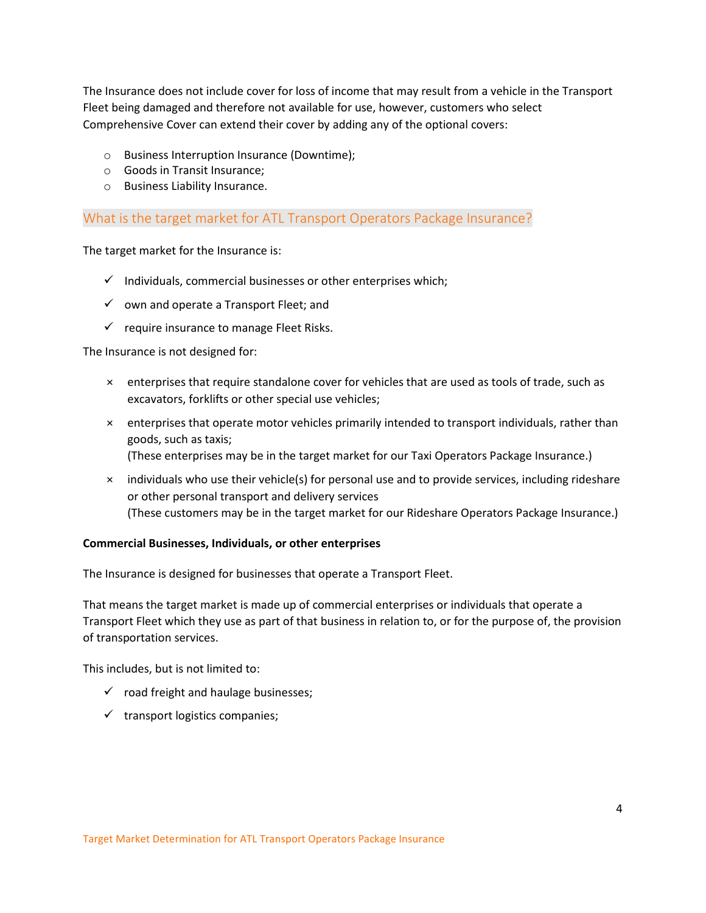The Insurance does not include cover for loss of income that may result from a vehicle in the Transport Fleet being damaged and therefore not available for use, however, customers who select Comprehensive Cover can extend their cover by adding any of the optional covers:

- Business Interruption Insurance (Downtime);
- Goods in Transit Insurance;
- Business Liability Insurance.

## What is the target market for ATL Transport Operators Package Insurance?

The target market for the Insurance is:

- ✓ Individuals, commercial businesses or other enterprises which;
- ✓ own and operate a Transport Fleet; and
- ✓ require insurance to manage Fleet Risks.

The Insurance is not designed for:

- × enterprises that require standalone cover for vehicles that are used as tools of trade, such as excavators, forklifts or other special use vehicles;
- × enterprises that operate motor vehicles primarily intended to transport individuals, rather than goods, such as taxis;
  (These enterprises may be in the target market for our Taxi Operators Package Insurance.)
- × individuals who use their vehicle(s) for personal use and to provide services, including rideshare or other personal transport and delivery services
  (These customers may be in the target market for our Rideshare Operators Package Insurance.)

**Commercial Businesses, Individuals, or other enterprises**

The Insurance is designed for businesses that operate a Transport Fleet.

That means the target market is made up of commercial enterprises or individuals that operate a Transport Fleet which they use as part of that business in relation to, or for the purpose of, the provision of transportation services.

This includes, but is not limited to:

- ✓ road freight and haulage businesses;
- ✓ transport logistics companies;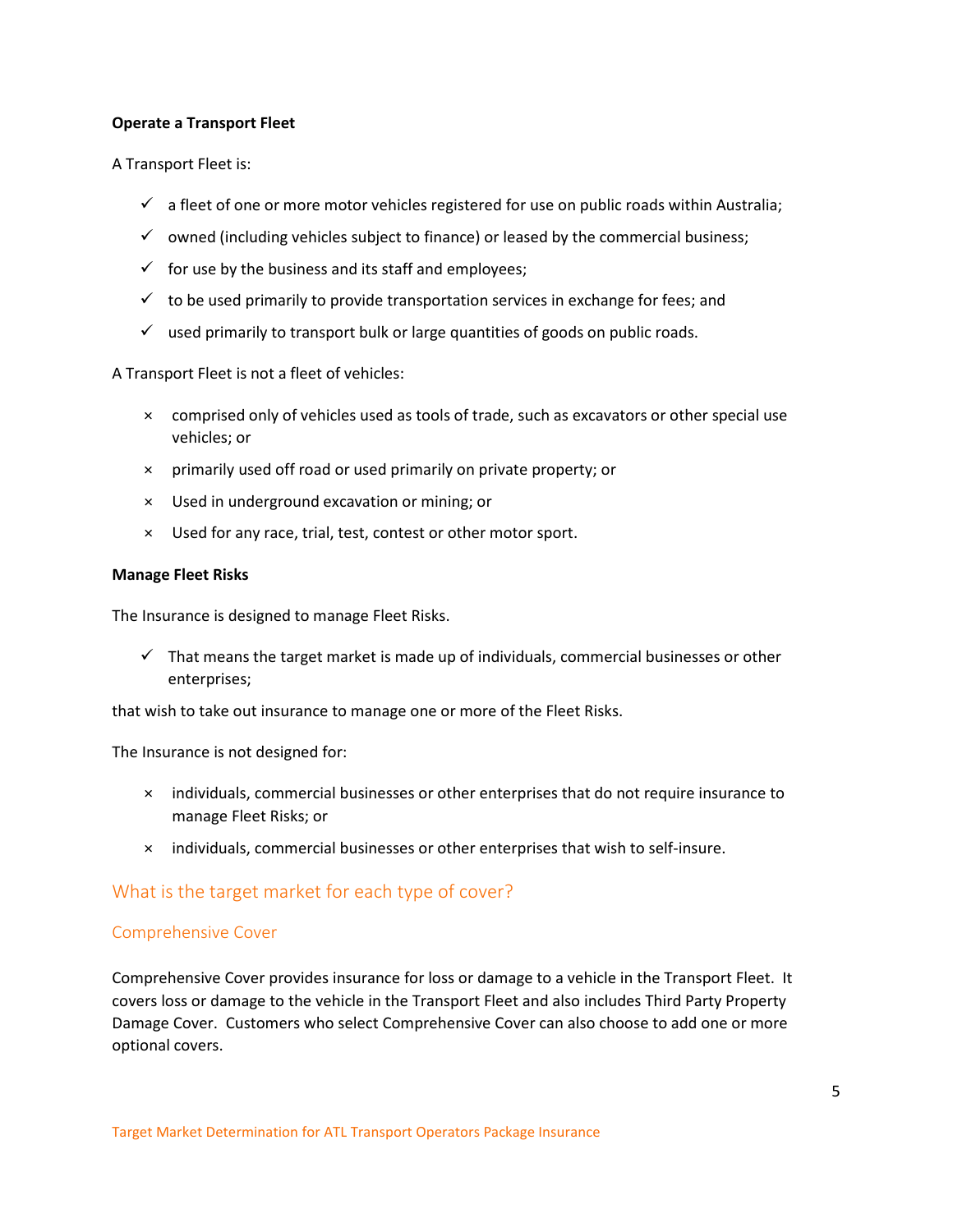**Operate a Transport Fleet**

A Transport Fleet is:

- ✓ a fleet of one or more motor vehicles registered for use on public roads within Australia;
- ✓ owned (including vehicles subject to finance) or leased by the commercial business;
- ✓ for use by the business and its staff and employees;
- ✓ to be used primarily to provide transportation services in exchange for fees; and
- ✓ used primarily to transport bulk or large quantities of goods on public roads.

A Transport Fleet is not a fleet of vehicles:

- × comprised only of vehicles used as tools of trade, such as excavators or other special use vehicles; or
- × primarily used off road or used primarily on private property; or
- × Used in underground excavation or mining; or
- × Used for any race, trial, test, contest or other motor sport.

**Manage Fleet Risks**

The Insurance is designed to manage Fleet Risks.

- ✓ That means the target market is made up of individuals, commercial businesses or other enterprises;

that wish to take out insurance to manage one or more of the Fleet Risks.

The Insurance is not designed for:

- × individuals, commercial businesses or other enterprises that do not require insurance to manage Fleet Risks; or
- × individuals, commercial businesses or other enterprises that wish to self-insure.

## What is the target market for each type of cover?

### Comprehensive Cover

Comprehensive Cover provides insurance for loss or damage to a vehicle in the Transport Fleet. It covers loss or damage to the vehicle in the Transport Fleet and also includes Third Party Property Damage Cover. Customers who select Comprehensive Cover can also choose to add one or more optional covers.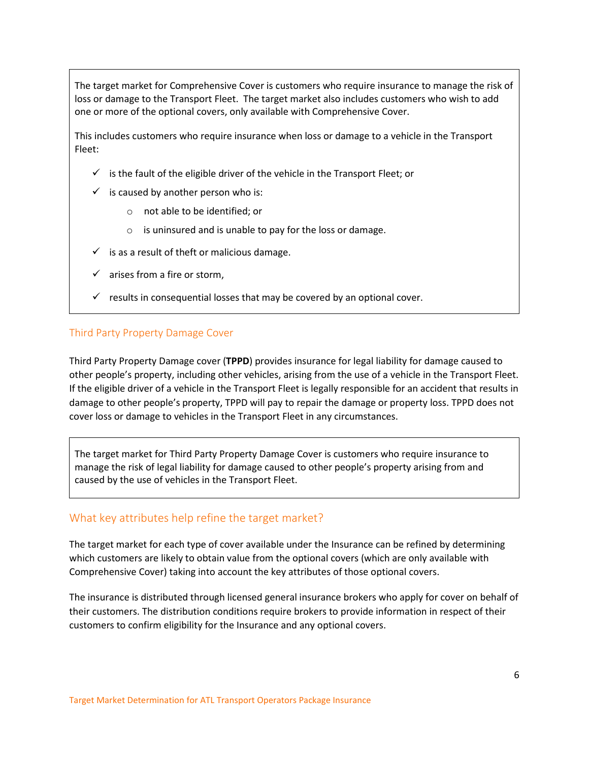The target market for Comprehensive Cover is customers who require insurance to manage the risk of loss or damage to the Transport Fleet. The target market also includes customers who wish to add one or more of the optional covers, only available with Comprehensive Cover.

This includes customers who require insurance when loss or damage to a vehicle in the Transport Fleet:

- ✓ is the fault of the eligible driver of the vehicle in the Transport Fleet; or
- ✓ is caused by another person who is:
  - not able to be identified; or
  - is uninsured and is unable to pay for the loss or damage.
- ✓ is as a result of theft or malicious damage.
- ✓ arises from a fire or storm,
- ✓ results in consequential losses that may be covered by an optional cover.

### Third Party Property Damage Cover

Third Party Property Damage cover (**TPPD**) provides insurance for legal liability for damage caused to other people's property, including other vehicles, arising from the use of a vehicle in the Transport Fleet. If the eligible driver of a vehicle in the Transport Fleet is legally responsible for an accident that results in damage to other people's property, TPPD will pay to repair the damage or property loss. TPPD does not cover loss or damage to vehicles in the Transport Fleet in any circumstances.

The target market for Third Party Property Damage Cover is customers who require insurance to manage the risk of legal liability for damage caused to other people's property arising from and caused by the use of vehicles in the Transport Fleet.

## What key attributes help refine the target market?

The target market for each type of cover available under the Insurance can be refined by determining which customers are likely to obtain value from the optional covers (which are only available with Comprehensive Cover) taking into account the key attributes of those optional covers.

The insurance is distributed through licensed general insurance brokers who apply for cover on behalf of their customers. The distribution conditions require brokers to provide information in respect of their customers to confirm eligibility for the Insurance and any optional covers.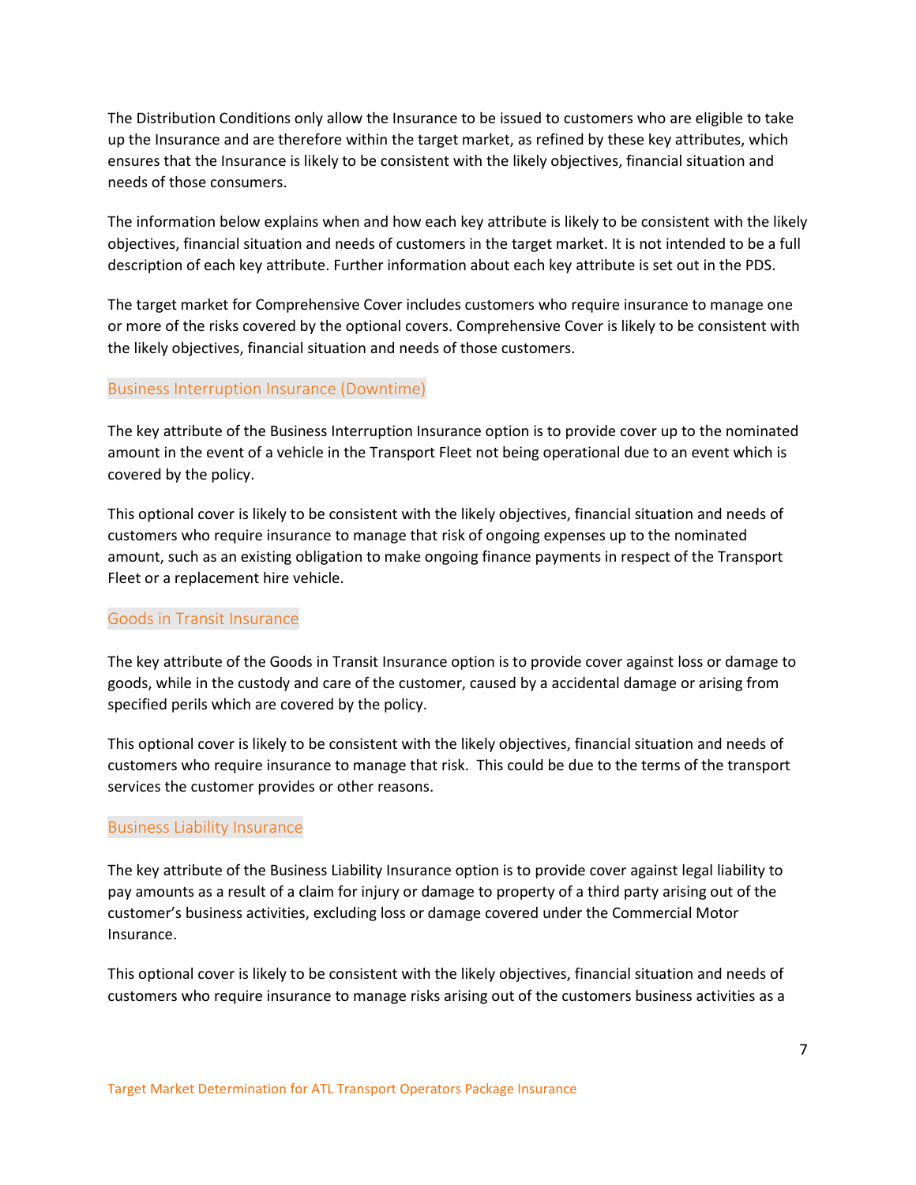The Distribution Conditions only allow the Insurance to be issued to customers who are eligible to take up the Insurance and are therefore within the target market, as refined by these key attributes, which ensures that the Insurance is likely to be consistent with the likely objectives, financial situation and needs of those consumers.

The information below explains when and how each key attribute is likely to be consistent with the likely objectives, financial situation and needs of customers in the target market. It is not intended to be a full description of each key attribute. Further information about each key attribute is set out in the PDS.

The target market for Comprehensive Cover includes customers who require insurance to manage one or more of the risks covered by the optional covers. Comprehensive Cover is likely to be consistent with the likely objectives, financial situation and needs of those customers.

### Business Interruption Insurance (Downtime)

The key attribute of the Business Interruption Insurance option is to provide cover up to the nominated amount in the event of a vehicle in the Transport Fleet not being operational due to an event which is covered by the policy.

This optional cover is likely to be consistent with the likely objectives, financial situation and needs of customers who require insurance to manage that risk of ongoing expenses up to the nominated amount, such as an existing obligation to make ongoing finance payments in respect of the Transport Fleet or a replacement hire vehicle.

### Goods in Transit Insurance

The key attribute of the Goods in Transit Insurance option is to provide cover against loss or damage to goods, while in the custody and care of the customer, caused by a accidental damage or arising from specified perils which are covered by the policy.

This optional cover is likely to be consistent with the likely objectives, financial situation and needs of customers who require insurance to manage that risk. This could be due to the terms of the transport services the customer provides or other reasons.

### Business Liability Insurance

The key attribute of the Business Liability Insurance option is to provide cover against legal liability to pay amounts as a result of a claim for injury or damage to property of a third party arising out of the customer's business activities, excluding loss or damage covered under the Commercial Motor Insurance.

This optional cover is likely to be consistent with the likely objectives, financial situation and needs of customers who require insurance to manage risks arising out of the customers business activities as a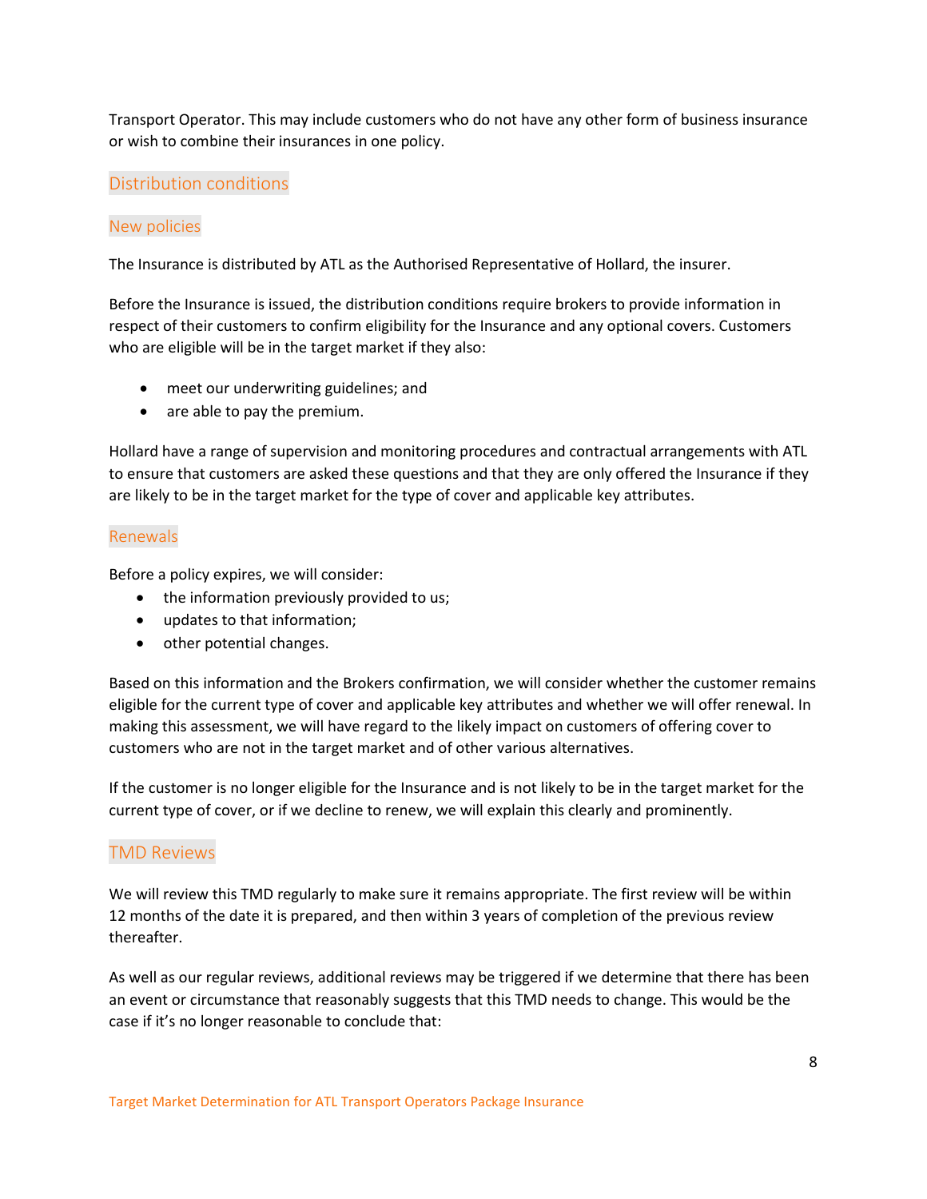Transport Operator. This may include customers who do not have any other form of business insurance or wish to combine their insurances in one policy.

## Distribution conditions

### New policies

The Insurance is distributed by ATL as the Authorised Representative of Hollard, the insurer.

Before the Insurance is issued, the distribution conditions require brokers to provide information in respect of their customers to confirm eligibility for the Insurance and any optional covers. Customers who are eligible will be in the target market if they also:

- meet our underwriting guidelines; and
- are able to pay the premium.

Hollard have a range of supervision and monitoring procedures and contractual arrangements with ATL to ensure that customers are asked these questions and that they are only offered the Insurance if they are likely to be in the target market for the type of cover and applicable key attributes.

### Renewals

Before a policy expires, we will consider:

- the information previously provided to us;
- updates to that information;
- other potential changes.

Based on this information and the Brokers confirmation, we will consider whether the customer remains eligible for the current type of cover and applicable key attributes and whether we will offer renewal. In making this assessment, we will have regard to the likely impact on customers of offering cover to customers who are not in the target market and of other various alternatives.

If the customer is no longer eligible for the Insurance and is not likely to be in the target market for the current type of cover, or if we decline to renew, we will explain this clearly and prominently.

## TMD Reviews

We will review this TMD regularly to make sure it remains appropriate. The first review will be within 12 months of the date it is prepared, and then within 3 years of completion of the previous review thereafter.

As well as our regular reviews, additional reviews may be triggered if we determine that there has been an event or circumstance that reasonably suggests that this TMD needs to change. This would be the case if it's no longer reasonable to conclude that: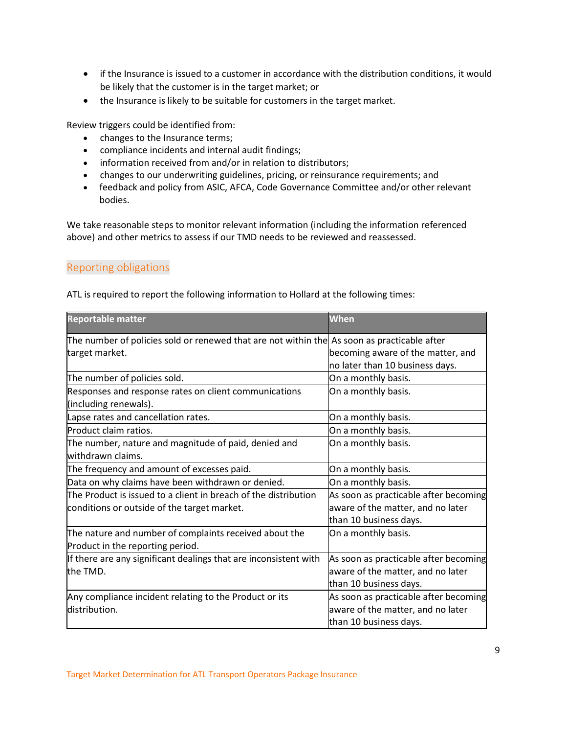- if the Insurance is issued to a customer in accordance with the distribution conditions, it would be likely that the customer is in the target market; or
- the Insurance is likely to be suitable for customers in the target market.

Review triggers could be identified from:

- changes to the Insurance terms;
- compliance incidents and internal audit findings;
- information received from and/or in relation to distributors;
- changes to our underwriting guidelines, pricing, or reinsurance requirements; and
- feedback and policy from ASIC, AFCA, Code Governance Committee and/or other relevant bodies.

We take reasonable steps to monitor relevant information (including the information referenced above) and other metrics to assess if our TMD needs to be reviewed and reassessed.

## Reporting obligations

ATL is required to report the following information to Hollard at the following times:

| Reportable matter | When |
|---|---|
| The number of policies sold or renewed that are not within the target market. | As soon as practicable after becoming aware of the matter, and no later than 10 business days. |
| The number of policies sold. | On a monthly basis. |
| Responses and response rates on client communications (including renewals). | On a monthly basis. |
| Lapse rates and cancellation rates. | On a monthly basis. |
| Product claim ratios. | On a monthly basis. |
| The number, nature and magnitude of paid, denied and withdrawn claims. | On a monthly basis. |
| The frequency and amount of excesses paid. | On a monthly basis. |
| Data on why claims have been withdrawn or denied. | On a monthly basis. |
| The Product is issued to a client in breach of the distribution conditions or outside of the target market. | As soon as practicable after becoming aware of the matter, and no later than 10 business days. |
| The nature and number of complaints received about the Product in the reporting period. | On a monthly basis. |
| If there are any significant dealings that are inconsistent with the TMD. | As soon as practicable after becoming aware of the matter, and no later than 10 business days. |
| Any compliance incident relating to the Product or its distribution. | As soon as practicable after becoming aware of the matter, and no later than 10 business days. |